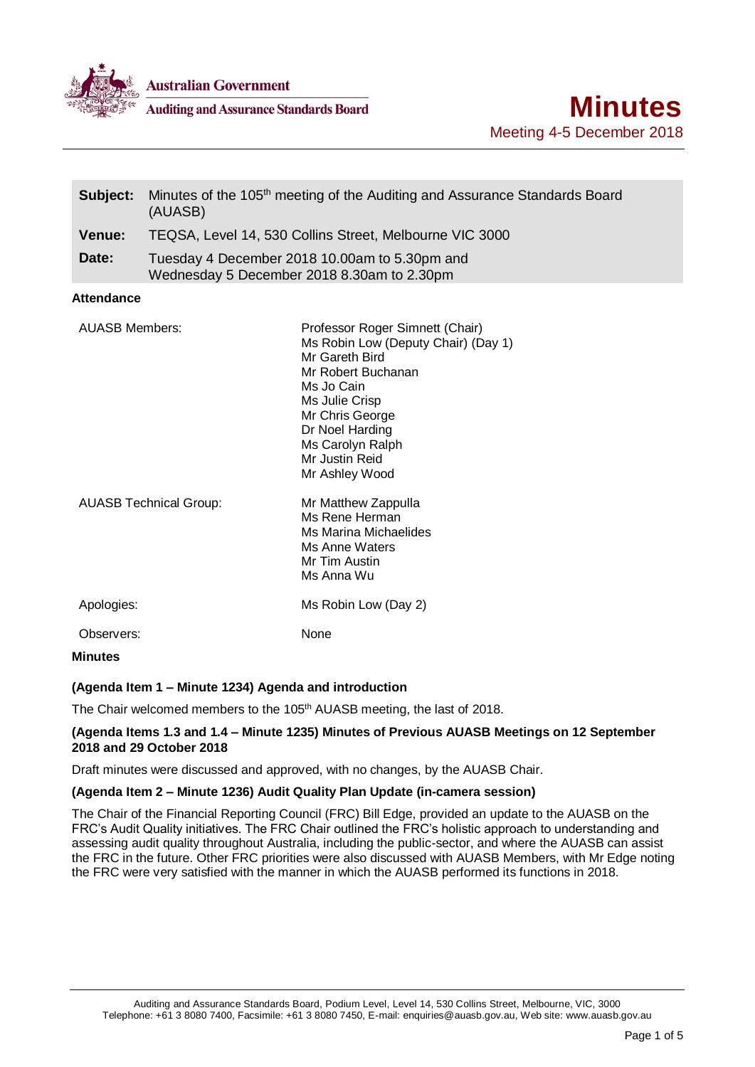Australian Government

Auditing and Assurance Standards Board

# Minutes

Meeting 4-5 December 2018

| | |
|---|---|
| **Subject:** | Minutes of the 105th meeting of the Auditing and Assurance Standards Board (AUASB) |
| **Venue:** | TEQSA, Level 14, 530 Collins Street, Melbourne VIC 3000 |
| **Date:** | Tuesday 4 December 2018 10.00am to 5.30pm and Wednesday 5 December 2018 8.30am to 2.30pm |

**Attendance**

| | |
|---|---|
| AUASB Members: | Professor Roger Simnett (Chair)<br>Ms Robin Low (Deputy Chair) (Day 1)<br>Mr Gareth Bird<br>Mr Robert Buchanan<br>Ms Jo Cain<br>Ms Julie Crisp<br>Mr Chris George<br>Dr Noel Harding<br>Ms Carolyn Ralph<br>Mr Justin Reid<br>Mr Ashley Wood |
| AUASB Technical Group: | Mr Matthew Zappulla<br>Ms Rene Herman<br>Ms Marina Michaelides<br>Ms Anne Waters<br>Mr Tim Austin<br>Ms Anna Wu |
| Apologies: | Ms Robin Low (Day 2) |
| Observers: | None |

**Minutes**

**(Agenda Item 1 – Minute 1234) Agenda and introduction**

The Chair welcomed members to the 105th AUASB meeting, the last of 2018.

**(Agenda Items 1.3 and 1.4 – Minute 1235) Minutes of Previous AUASB Meetings on 12 September 2018 and 29 October 2018**

Draft minutes were discussed and approved, with no changes, by the AUASB Chair.

**(Agenda Item 2 – Minute 1236) Audit Quality Plan Update (in-camera session)**

The Chair of the Financial Reporting Council (FRC) Bill Edge, provided an update to the AUASB on the FRC's Audit Quality initiatives. The FRC Chair outlined the FRC's holistic approach to understanding and assessing audit quality throughout Australia, including the public-sector, and where the AUASB can assist the FRC in the future. Other FRC priorities were also discussed with AUASB Members, with Mr Edge noting the FRC were very satisfied with the manner in which the AUASB performed its functions in 2018.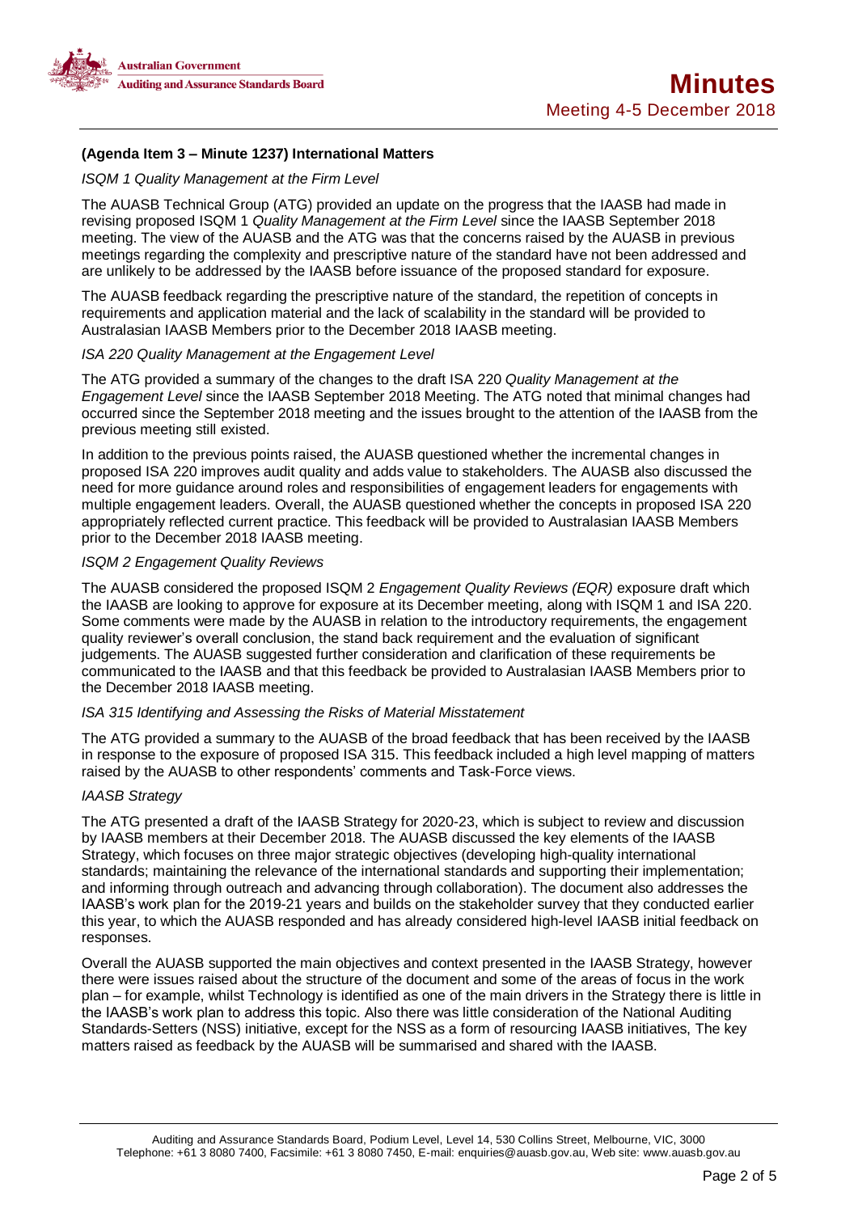**(Agenda Item 3 – Minute 1237) International Matters**

*ISQM 1 Quality Management at the Firm Level*

The AUASB Technical Group (ATG) provided an update on the progress that the IAASB had made in revising proposed ISQM 1 *Quality Management at the Firm Level* since the IAASB September 2018 meeting. The view of the AUASB and the ATG was that the concerns raised by the AUASB in previous meetings regarding the complexity and prescriptive nature of the standard have not been addressed and are unlikely to be addressed by the IAASB before issuance of the proposed standard for exposure.

The AUASB feedback regarding the prescriptive nature of the standard, the repetition of concepts in requirements and application material and the lack of scalability in the standard will be provided to Australasian IAASB Members prior to the December 2018 IAASB meeting.

*ISA 220 Quality Management at the Engagement Level*

The ATG provided a summary of the changes to the draft ISA 220 *Quality Management at the Engagement Level* since the IAASB September 2018 Meeting. The ATG noted that minimal changes had occurred since the September 2018 meeting and the issues brought to the attention of the IAASB from the previous meeting still existed.

In addition to the previous points raised, the AUASB questioned whether the incremental changes in proposed ISA 220 improves audit quality and adds value to stakeholders. The AUASB also discussed the need for more guidance around roles and responsibilities of engagement leaders for engagements with multiple engagement leaders. Overall, the AUASB questioned whether the concepts in proposed ISA 220 appropriately reflected current practice. This feedback will be provided to Australasian IAASB Members prior to the December 2018 IAASB meeting.

*ISQM 2 Engagement Quality Reviews*

The AUASB considered the proposed ISQM 2 *Engagement Quality Reviews (EQR)* exposure draft which the IAASB are looking to approve for exposure at its December meeting, along with ISQM 1 and ISA 220. Some comments were made by the AUASB in relation to the introductory requirements, the engagement quality reviewer's overall conclusion, the stand back requirement and the evaluation of significant judgements. The AUASB suggested further consideration and clarification of these requirements be communicated to the IAASB and that this feedback be provided to Australasian IAASB Members prior to the December 2018 IAASB meeting.

*ISA 315 Identifying and Assessing the Risks of Material Misstatement*

The ATG provided a summary to the AUASB of the broad feedback that has been received by the IAASB in response to the exposure of proposed ISA 315. This feedback included a high level mapping of matters raised by the AUASB to other respondents' comments and Task-Force views.

*IAASB Strategy*

The ATG presented a draft of the IAASB Strategy for 2020-23, which is subject to review and discussion by IAASB members at their December 2018. The AUASB discussed the key elements of the IAASB Strategy, which focuses on three major strategic objectives (developing high-quality international standards; maintaining the relevance of the international standards and supporting their implementation; and informing through outreach and advancing through collaboration). The document also addresses the IAASB's work plan for the 2019-21 years and builds on the stakeholder survey that they conducted earlier this year, to which the AUASB responded and has already considered high-level IAASB initial feedback on responses.

Overall the AUASB supported the main objectives and context presented in the IAASB Strategy, however there were issues raised about the structure of the document and some of the areas of focus in the work plan – for example, whilst Technology is identified as one of the main drivers in the Strategy there is little in the IAASB's work plan to address this topic. Also there was little consideration of the National Auditing Standards-Setters (NSS) initiative, except for the NSS as a form of resourcing IAASB initiatives, The key matters raised as feedback by the AUASB will be summarised and shared with the IAASB.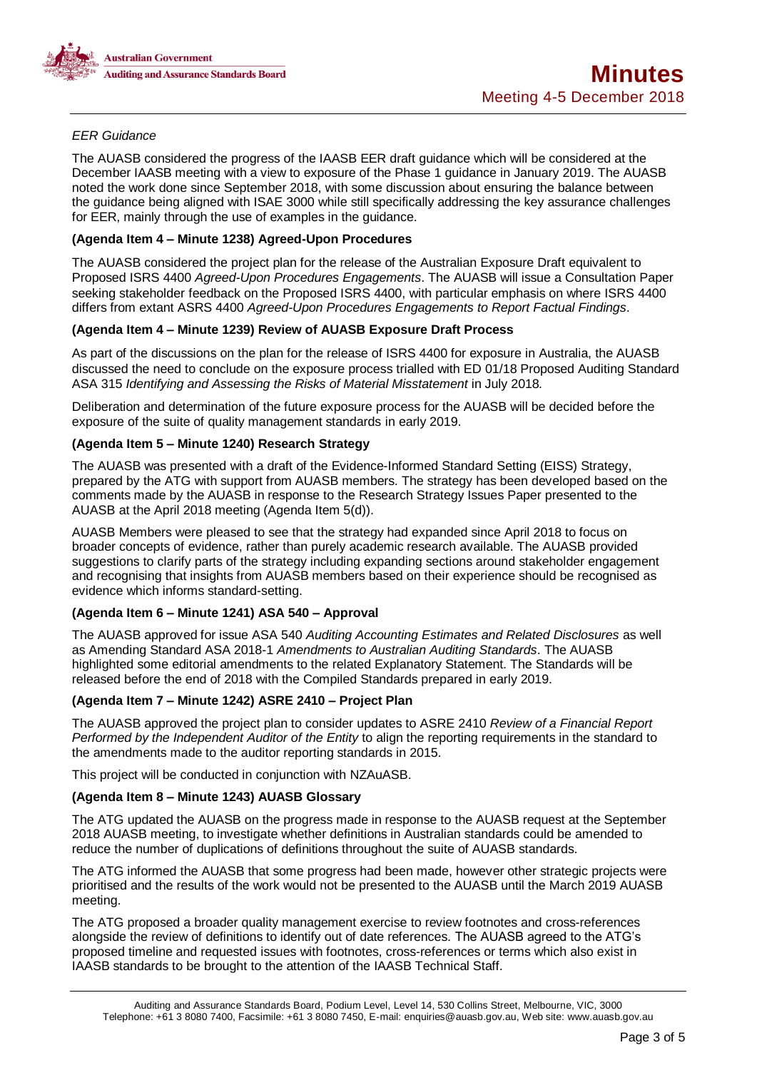*EER Guidance*

The AUASB considered the progress of the IAASB EER draft guidance which will be considered at the December IAASB meeting with a view to exposure of the Phase 1 guidance in January 2019. The AUASB noted the work done since September 2018, with some discussion about ensuring the balance between the guidance being aligned with ISAE 3000 while still specifically addressing the key assurance challenges for EER, mainly through the use of examples in the guidance.

**(Agenda Item 4 – Minute 1238) Agreed-Upon Procedures**

The AUASB considered the project plan for the release of the Australian Exposure Draft equivalent to Proposed ISRS 4400 *Agreed-Upon Procedures Engagements*. The AUASB will issue a Consultation Paper seeking stakeholder feedback on the Proposed ISRS 4400, with particular emphasis on where ISRS 4400 differs from extant ASRS 4400 *Agreed-Upon Procedures Engagements to Report Factual Findings*.

**(Agenda Item 4 – Minute 1239) Review of AUASB Exposure Draft Process**

As part of the discussions on the plan for the release of ISRS 4400 for exposure in Australia, the AUASB discussed the need to conclude on the exposure process trialled with ED 01/18 Proposed Auditing Standard ASA 315 *Identifying and Assessing the Risks of Material Misstatement* in July 2018.

Deliberation and determination of the future exposure process for the AUASB will be decided before the exposure of the suite of quality management standards in early 2019.

**(Agenda Item 5 – Minute 1240) Research Strategy**

The AUASB was presented with a draft of the Evidence-Informed Standard Setting (EISS) Strategy, prepared by the ATG with support from AUASB members. The strategy has been developed based on the comments made by the AUASB in response to the Research Strategy Issues Paper presented to the AUASB at the April 2018 meeting (Agenda Item 5(d)).

AUASB Members were pleased to see that the strategy had expanded since April 2018 to focus on broader concepts of evidence, rather than purely academic research available. The AUASB provided suggestions to clarify parts of the strategy including expanding sections around stakeholder engagement and recognising that insights from AUASB members based on their experience should be recognised as evidence which informs standard-setting.

**(Agenda Item 6 – Minute 1241) ASA 540 – Approval**

The AUASB approved for issue ASA 540 *Auditing Accounting Estimates and Related Disclosures* as well as Amending Standard ASA 2018-1 *Amendments to Australian Auditing Standards*. The AUASB highlighted some editorial amendments to the related Explanatory Statement. The Standards will be released before the end of 2018 with the Compiled Standards prepared in early 2019.

**(Agenda Item 7 – Minute 1242) ASRE 2410 – Project Plan**

The AUASB approved the project plan to consider updates to ASRE 2410 *Review of a Financial Report Performed by the Independent Auditor of the Entity* to align the reporting requirements in the standard to the amendments made to the auditor reporting standards in 2015.

This project will be conducted in conjunction with NZAuASB.

**(Agenda Item 8 – Minute 1243) AUASB Glossary**

The ATG updated the AUASB on the progress made in response to the AUASB request at the September 2018 AUASB meeting, to investigate whether definitions in Australian standards could be amended to reduce the number of duplications of definitions throughout the suite of AUASB standards.

The ATG informed the AUASB that some progress had been made, however other strategic projects were prioritised and the results of the work would not be presented to the AUASB until the March 2019 AUASB meeting.

The ATG proposed a broader quality management exercise to review footnotes and cross-references alongside the review of definitions to identify out of date references. The AUASB agreed to the ATG's proposed timeline and requested issues with footnotes, cross-references or terms which also exist in IAASB standards to be brought to the attention of the IAASB Technical Staff.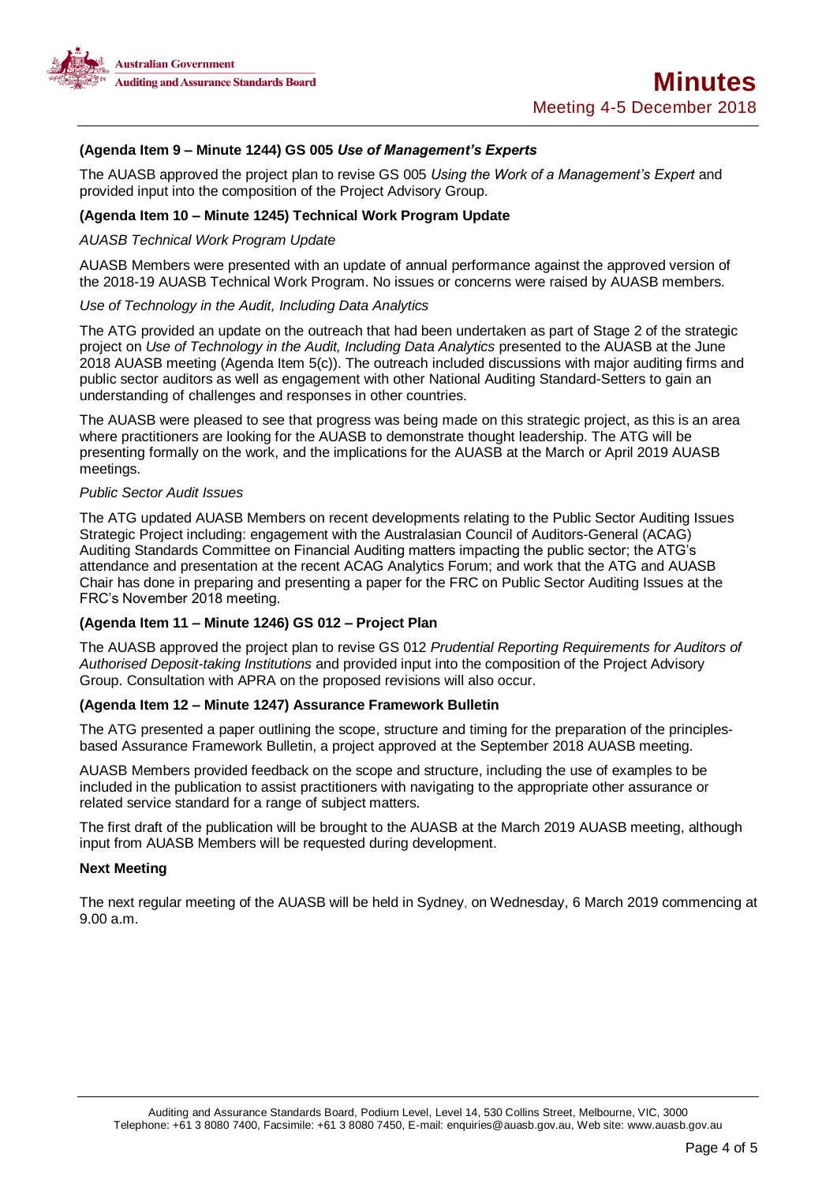**(Agenda Item 9 – Minute 1244) GS 005 *Use of Management's Experts***

The AUASB approved the project plan to revise GS 005 *Using the Work of a Management's Expert* and provided input into the composition of the Project Advisory Group.

**(Agenda Item 10 – Minute 1245) Technical Work Program Update**

*AUASB Technical Work Program Update*

AUASB Members were presented with an update of annual performance against the approved version of the 2018-19 AUASB Technical Work Program. No issues or concerns were raised by AUASB members.

*Use of Technology in the Audit, Including Data Analytics*

The ATG provided an update on the outreach that had been undertaken as part of Stage 2 of the strategic project on *Use of Technology in the Audit, Including Data Analytics* presented to the AUASB at the June 2018 AUASB meeting (Agenda Item 5(c)). The outreach included discussions with major auditing firms and public sector auditors as well as engagement with other National Auditing Standard-Setters to gain an understanding of challenges and responses in other countries.

The AUASB were pleased to see that progress was being made on this strategic project, as this is an area where practitioners are looking for the AUASB to demonstrate thought leadership. The ATG will be presenting formally on the work, and the implications for the AUASB at the March or April 2019 AUASB meetings.

*Public Sector Audit Issues*

The ATG updated AUASB Members on recent developments relating to the Public Sector Auditing Issues Strategic Project including: engagement with the Australasian Council of Auditors-General (ACAG) Auditing Standards Committee on Financial Auditing matters impacting the public sector; the ATG's attendance and presentation at the recent ACAG Analytics Forum; and work that the ATG and AUASB Chair has done in preparing and presenting a paper for the FRC on Public Sector Auditing Issues at the FRC's November 2018 meeting.

**(Agenda Item 11 – Minute 1246) GS 012 – Project Plan**

The AUASB approved the project plan to revise GS 012 *Prudential Reporting Requirements for Auditors of Authorised Deposit-taking Institutions* and provided input into the composition of the Project Advisory Group. Consultation with APRA on the proposed revisions will also occur.

**(Agenda Item 12 – Minute 1247) Assurance Framework Bulletin**

The ATG presented a paper outlining the scope, structure and timing for the preparation of the principles-based Assurance Framework Bulletin, a project approved at the September 2018 AUASB meeting.

AUASB Members provided feedback on the scope and structure, including the use of examples to be included in the publication to assist practitioners with navigating to the appropriate other assurance or related service standard for a range of subject matters.

The first draft of the publication will be brought to the AUASB at the March 2019 AUASB meeting, although input from AUASB Members will be requested during development.

**Next Meeting**

The next regular meeting of the AUASB will be held in Sydney, on Wednesday, 6 March 2019 commencing at 9.00 a.m.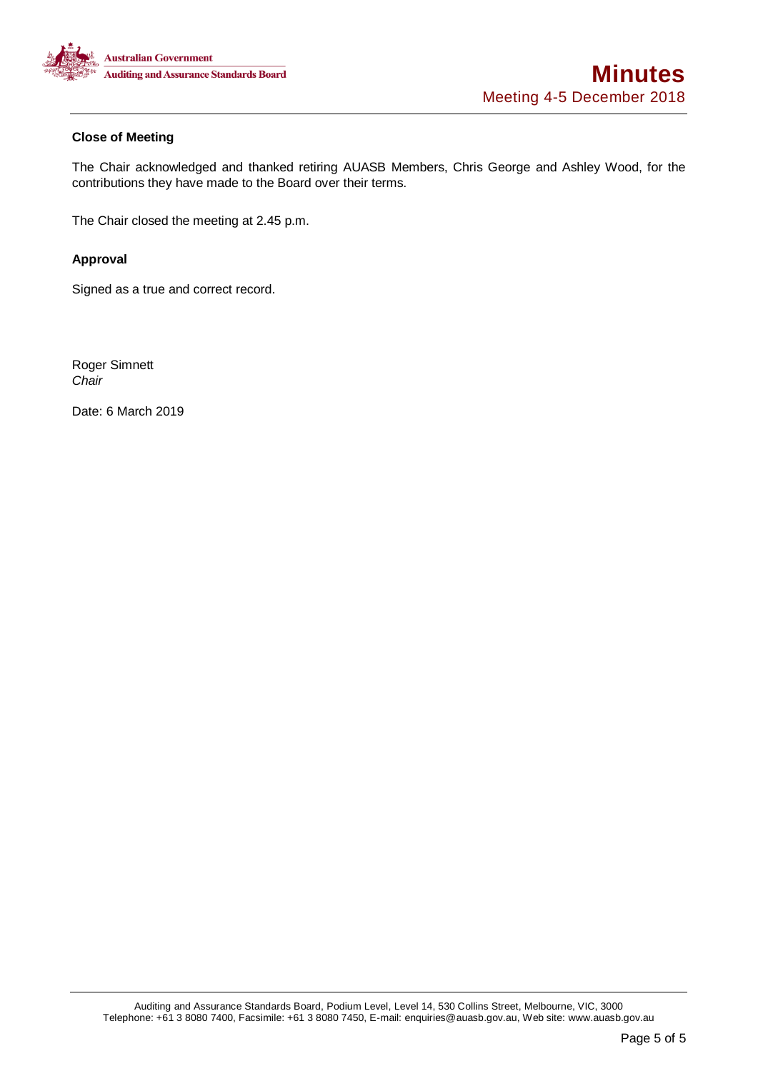### Close of Meeting

The Chair acknowledged and thanked retiring AUASB Members, Chris George and Ashley Wood, for the contributions they have made to the Board over their terms.

The Chair closed the meeting at 2.45 p.m.

### Approval

Signed as a true and correct record.

Roger Simnett
*Chair*

Date: 6 March 2019